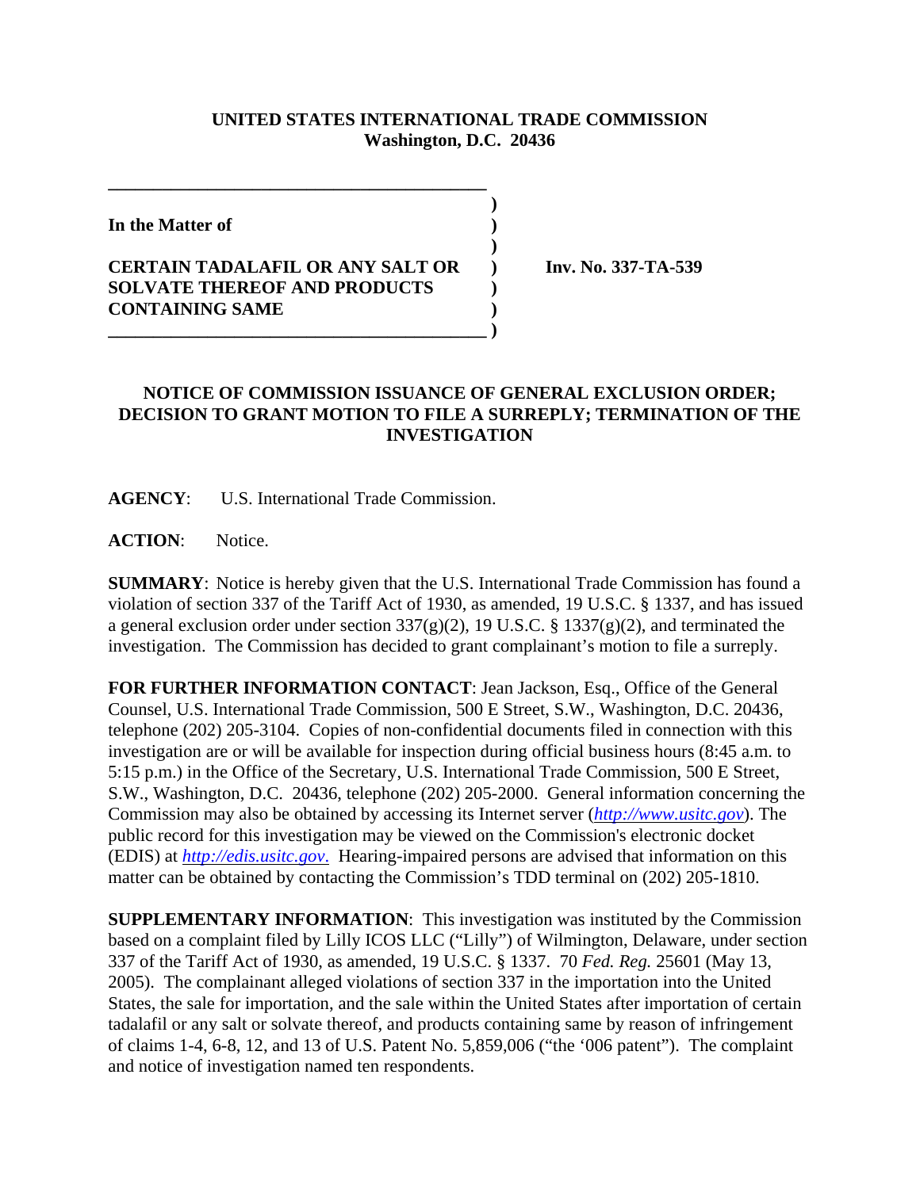**UNITED STATES INTERNATIONAL TRADE COMMISSION**
**Washington, D.C. 20436**

**In the Matter of**

**CERTAIN TADALAFIL OR ANY SALT OR SOLVATE THEREOF AND PRODUCTS CONTAINING SAME**

**Inv. No. 337-TA-539**

## NOTICE OF COMMISSION ISSUANCE OF GENERAL EXCLUSION ORDER; DECISION TO GRANT MOTION TO FILE A SURREPLY; TERMINATION OF THE INVESTIGATION

**AGENCY**: U.S. International Trade Commission.

**ACTION**: Notice.

**SUMMARY**: Notice is hereby given that the U.S. International Trade Commission has found a violation of section 337 of the Tariff Act of 1930, as amended, 19 U.S.C. § 1337, and has issued a general exclusion order under section 337(g)(2), 19 U.S.C. § 1337(g)(2), and terminated the investigation. The Commission has decided to grant complainant's motion to file a surreply.

**FOR FURTHER INFORMATION CONTACT**: Jean Jackson, Esq., Office of the General Counsel, U.S. International Trade Commission, 500 E Street, S.W., Washington, D.C. 20436, telephone (202) 205-3104. Copies of non-confidential documents filed in connection with this investigation are or will be available for inspection during official business hours (8:45 a.m. to 5:15 p.m.) in the Office of the Secretary, U.S. International Trade Commission, 500 E Street, S.W., Washington, D.C. 20436, telephone (202) 205-2000. General information concerning the Commission may also be obtained by accessing its Internet server (*http://www.usitc.gov*). The public record for this investigation may be viewed on the Commission's electronic docket (EDIS) at *http://edis.usitc.gov*. Hearing-impaired persons are advised that information on this matter can be obtained by contacting the Commission's TDD terminal on (202) 205-1810.

**SUPPLEMENTARY INFORMATION**: This investigation was instituted by the Commission based on a complaint filed by Lilly ICOS LLC ("Lilly") of Wilmington, Delaware, under section 337 of the Tariff Act of 1930, as amended, 19 U.S.C. § 1337. 70 *Fed. Reg.* 25601 (May 13, 2005). The complainant alleged violations of section 337 in the importation into the United States, the sale for importation, and the sale within the United States after importation of certain tadalafil or any salt or solvate thereof, and products containing same by reason of infringement of claims 1-4, 6-8, 12, and 13 of U.S. Patent No. 5,859,006 ("the '006 patent"). The complaint and notice of investigation named ten respondents.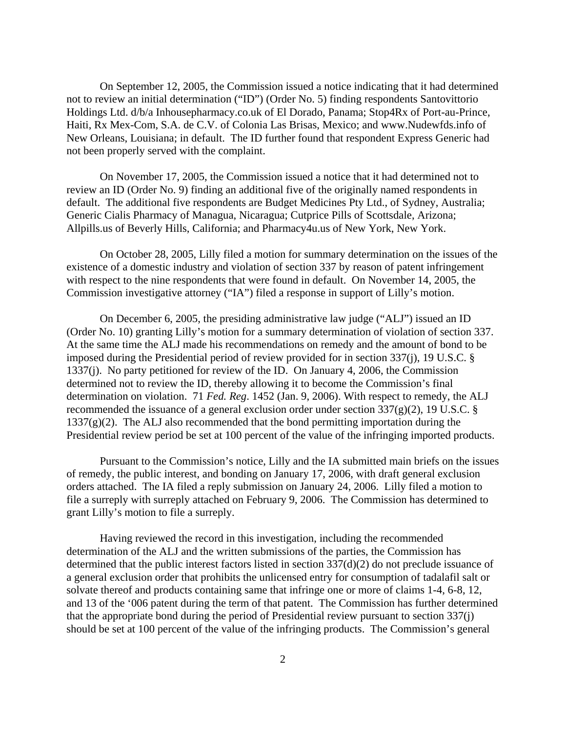On September 12, 2005, the Commission issued a notice indicating that it had determined not to review an initial determination ("ID") (Order No. 5) finding respondents Santovittorio Holdings Ltd. d/b/a Inhousepharmacy.co.uk of El Dorado, Panama; Stop4Rx of Port-au-Prince, Haiti, Rx Mex-Com, S.A. de C.V. of Colonia Las Brisas, Mexico; and www.Nudewfds.info of New Orleans, Louisiana; in default. The ID further found that respondent Express Generic had not been properly served with the complaint.

On November 17, 2005, the Commission issued a notice that it had determined not to review an ID (Order No. 9) finding an additional five of the originally named respondents in default. The additional five respondents are Budget Medicines Pty Ltd., of Sydney, Australia; Generic Cialis Pharmacy of Managua, Nicaragua; Cutprice Pills of Scottsdale, Arizona; Allpills.us of Beverly Hills, California; and Pharmacy4u.us of New York, New York.

On October 28, 2005, Lilly filed a motion for summary determination on the issues of the existence of a domestic industry and violation of section 337 by reason of patent infringement with respect to the nine respondents that were found in default. On November 14, 2005, the Commission investigative attorney ("IA") filed a response in support of Lilly's motion.

On December 6, 2005, the presiding administrative law judge ("ALJ") issued an ID (Order No. 10) granting Lilly's motion for a summary determination of violation of section 337. At the same time the ALJ made his recommendations on remedy and the amount of bond to be imposed during the Presidential period of review provided for in section 337(j), 19 U.S.C. § 1337(j). No party petitioned for review of the ID. On January 4, 2006, the Commission determined not to review the ID, thereby allowing it to become the Commission's final determination on violation. 71 *Fed. Reg*. 1452 (Jan. 9, 2006). With respect to remedy, the ALJ recommended the issuance of a general exclusion order under section 337(g)(2), 19 U.S.C. § 1337(g)(2). The ALJ also recommended that the bond permitting importation during the Presidential review period be set at 100 percent of the value of the infringing imported products.

Pursuant to the Commission's notice, Lilly and the IA submitted main briefs on the issues of remedy, the public interest, and bonding on January 17, 2006, with draft general exclusion orders attached. The IA filed a reply submission on January 24, 2006. Lilly filed a motion to file a surreply with surreply attached on February 9, 2006. The Commission has determined to grant Lilly's motion to file a surreply.

Having reviewed the record in this investigation, including the recommended determination of the ALJ and the written submissions of the parties, the Commission has determined that the public interest factors listed in section 337(d)(2) do not preclude issuance of a general exclusion order that prohibits the unlicensed entry for consumption of tadalafil salt or solvate thereof and products containing same that infringe one or more of claims 1-4, 6-8, 12, and 13 of the '006 patent during the term of that patent. The Commission has further determined that the appropriate bond during the period of Presidential review pursuant to section 337(j) should be set at 100 percent of the value of the infringing products. The Commission's general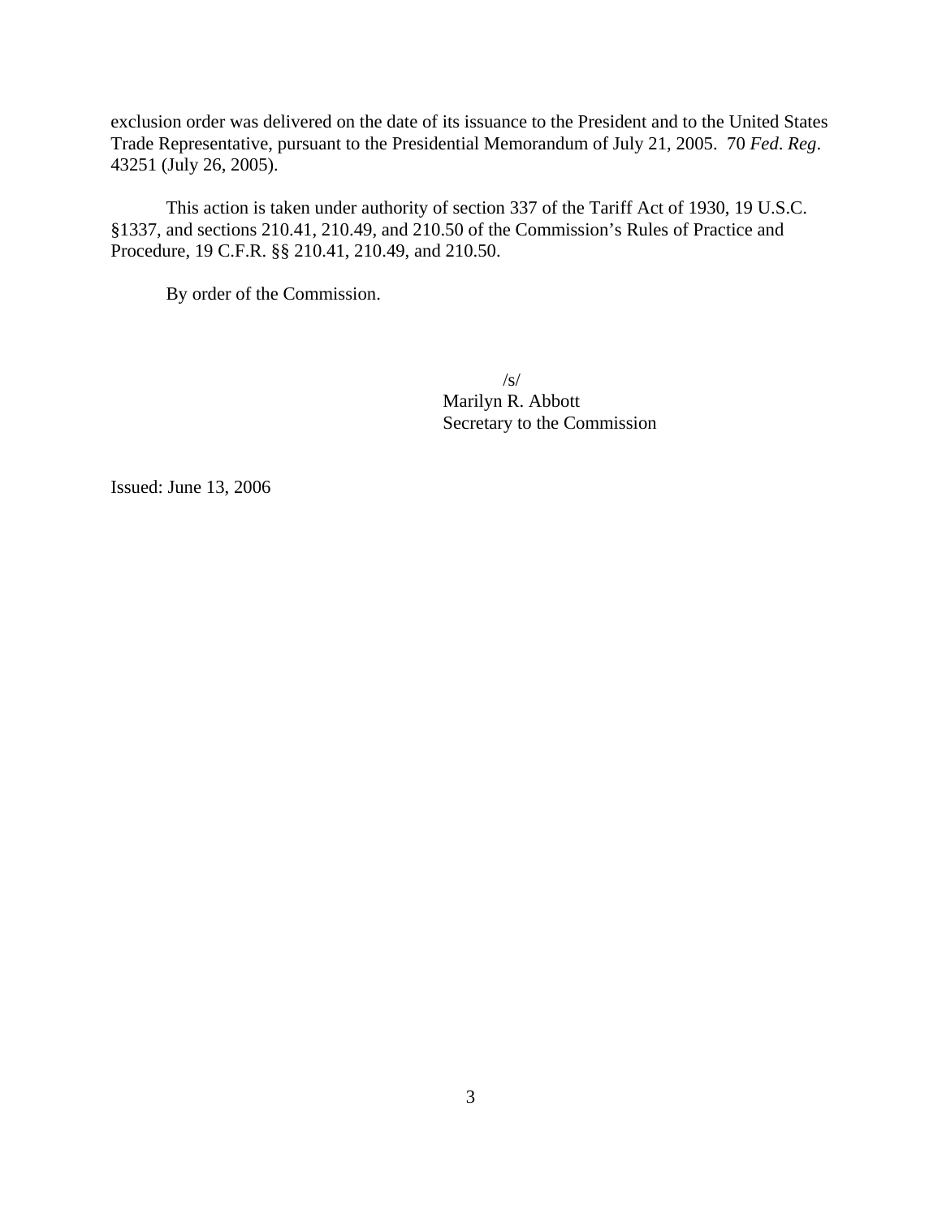exclusion order was delivered on the date of its issuance to the President and to the United States Trade Representative, pursuant to the Presidential Memorandum of July 21, 2005. 70 *Fed. Reg*. 43251 (July 26, 2005).

This action is taken under authority of section 337 of the Tariff Act of 1930, 19 U.S.C. §1337, and sections 210.41, 210.49, and 210.50 of the Commission's Rules of Practice and Procedure, 19 C.F.R. §§ 210.41, 210.49, and 210.50.

By order of the Commission.

/s/
Marilyn R. Abbott
Secretary to the Commission

Issued: June 13, 2006